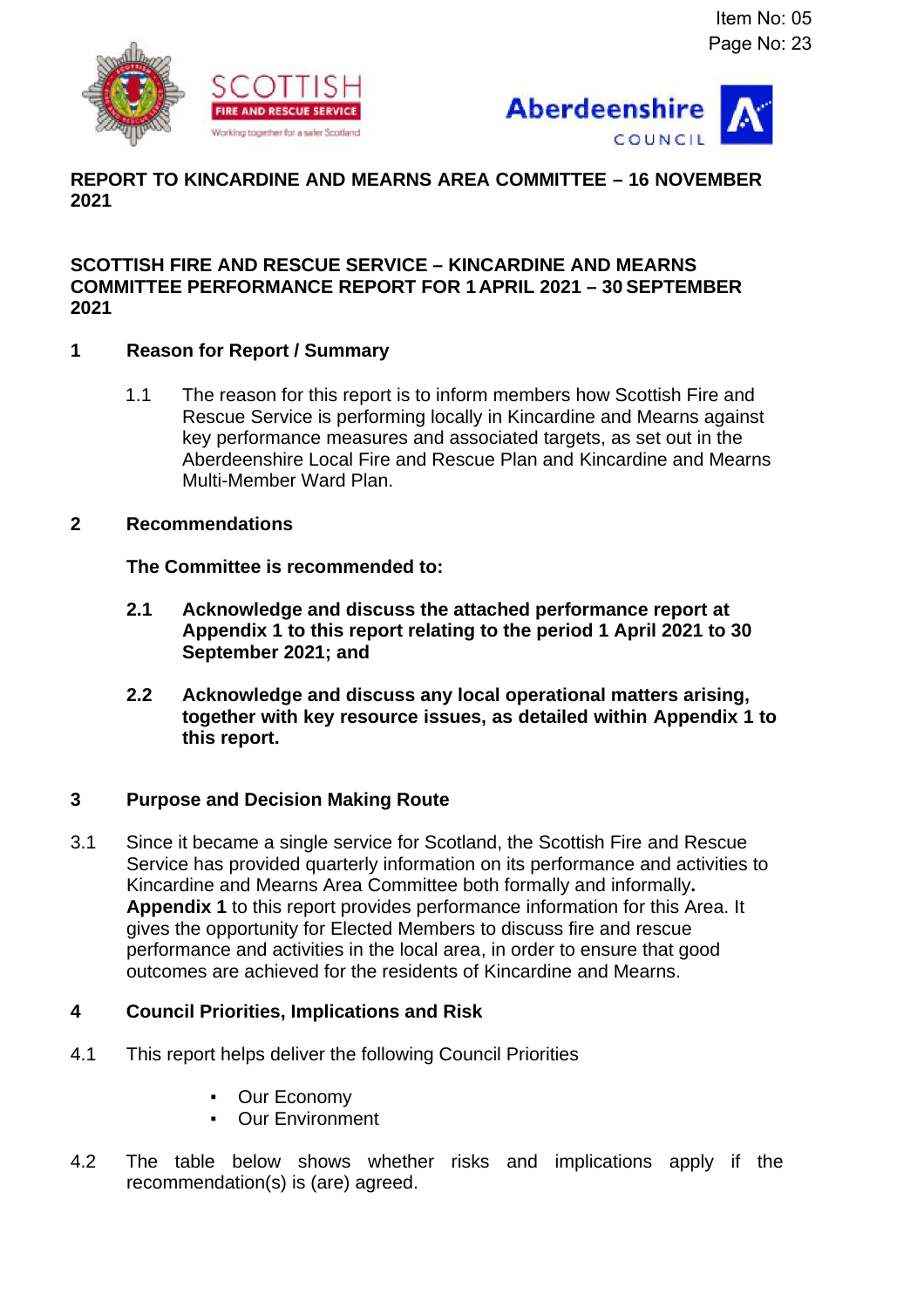Item No: 05
Page No: 23

**REPORT TO KINCARDINE AND MEARNS AREA COMMITTEE – 16 NOVEMBER 2021**

**SCOTTISH FIRE AND RESCUE SERVICE – KINCARDINE AND MEARNS COMMITTEE PERFORMANCE REPORT FOR 1 APRIL 2021 – 30 SEPTEMBER 2021**

## 1 Reason for Report / Summary

1.1 The reason for this report is to inform members how Scottish Fire and Rescue Service is performing locally in Kincardine and Mearns against key performance measures and associated targets, as set out in the Aberdeenshire Local Fire and Rescue Plan and Kincardine and Mearns Multi-Member Ward Plan.

## 2 Recommendations

**The Committee is recommended to:**

**2.1 Acknowledge and discuss the attached performance report at Appendix 1 to this report relating to the period 1 April 2021 to 30 September 2021; and**

**2.2 Acknowledge and discuss any local operational matters arising, together with key resource issues, as detailed within Appendix 1 to this report.**

## 3 Purpose and Decision Making Route

3.1 Since it became a single service for Scotland, the Scottish Fire and Rescue Service has provided quarterly information on its performance and activities to Kincardine and Mearns Area Committee both formally and informally**.** **Appendix 1** to this report provides performance information for this Area. It gives the opportunity for Elected Members to discuss fire and rescue performance and activities in the local area, in order to ensure that good outcomes are achieved for the residents of Kincardine and Mearns.

## 4 Council Priorities, Implications and Risk

4.1 This report helps deliver the following Council Priorities

- Our Economy
- Our Environment

4.2 The table below shows whether risks and implications apply if the recommendation(s) is (are) agreed.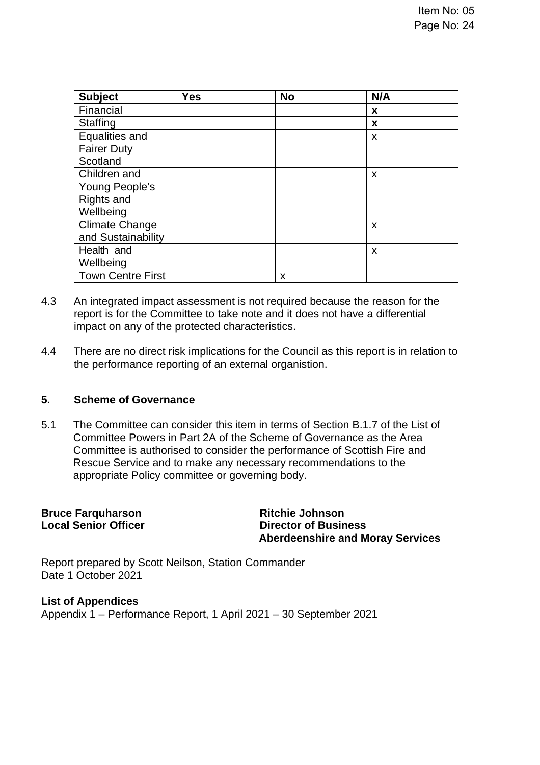| Subject | Yes | No | N/A |
| --- | --- | --- | --- |
| Financial | | | **x** |
| Staffing | | | **x** |
| Equalities and Fairer Duty Scotland | | | x |
| Children and Young People's Rights and Wellbeing | | | x |
| Climate Change and Sustainability | | | x |
| Health and Wellbeing | | | x |
| Town Centre First | | x | |

4.3 An integrated impact assessment is not required because the reason for the report is for the Committee to take note and it does not have a differential impact on any of the protected characteristics.

4.4 There are no direct risk implications for the Council as this report is in relation to the performance reporting of an external organistion.

## 5. Scheme of Governance

5.1 The Committee can consider this item in terms of Section B.1.7 of the List of Committee Powers in Part 2A of the Scheme of Governance as the Area Committee is authorised to consider the performance of Scottish Fire and Rescue Service and to make any necessary recommendations to the appropriate Policy committee or governing body.

**Bruce Farquharson**
**Local Senior Officer**

**Ritchie Johnson**
**Director of Business**
**Aberdeenshire and Moray Services**

Report prepared by Scott Neilson, Station Commander
Date 1 October 2021

**List of Appendices**
Appendix 1 – Performance Report, 1 April 2021 – 30 September 2021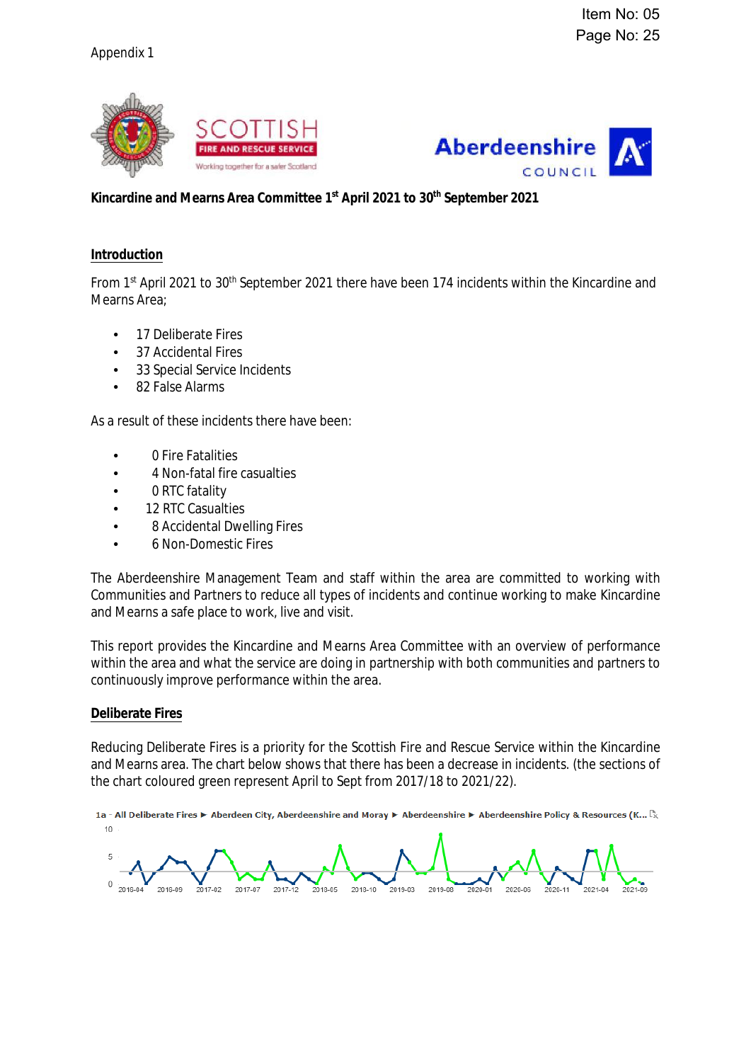Appendix 1

**Kincardine and Mearns Area Committee 1st April 2021 to 30th September 2021**

## Introduction

From 1st April 2021 to 30th September 2021 there have been 174 incidents within the Kincardine and Mearns Area;

- 17 Deliberate Fires
- 37 Accidental Fires
- 33 Special Service Incidents
- 82 False Alarms

As a result of these incidents there have been:

- 0 Fire Fatalities
- 4 Non-fatal fire casualties
- 0 RTC fatality
- 12 RTC Casualties
- 8 Accidental Dwelling Fires
- 6 Non-Domestic Fires

The Aberdeenshire Management Team and staff within the area are committed to working with Communities and Partners to reduce all types of incidents and continue working to make Kincardine and Mearns a safe place to work, live and visit.

This report provides the Kincardine and Mearns Area Committee with an overview of performance within the area and what the service are doing in partnership with both communities and partners to continuously improve performance within the area.

## Deliberate Fires

Reducing Deliberate Fires is a priority for the Scottish Fire and Rescue Service within the Kincardine and Mearns area. The chart below shows that there has been a decrease in incidents. (the sections of the chart coloured green represent April to Sept from 2017/18 to 2021/22).

1a - All Deliberate Fires ► Aberdeen City, Aberdeenshire and Moray ► Aberdeenshire ► Aberdeenshire Policy & Resources (K...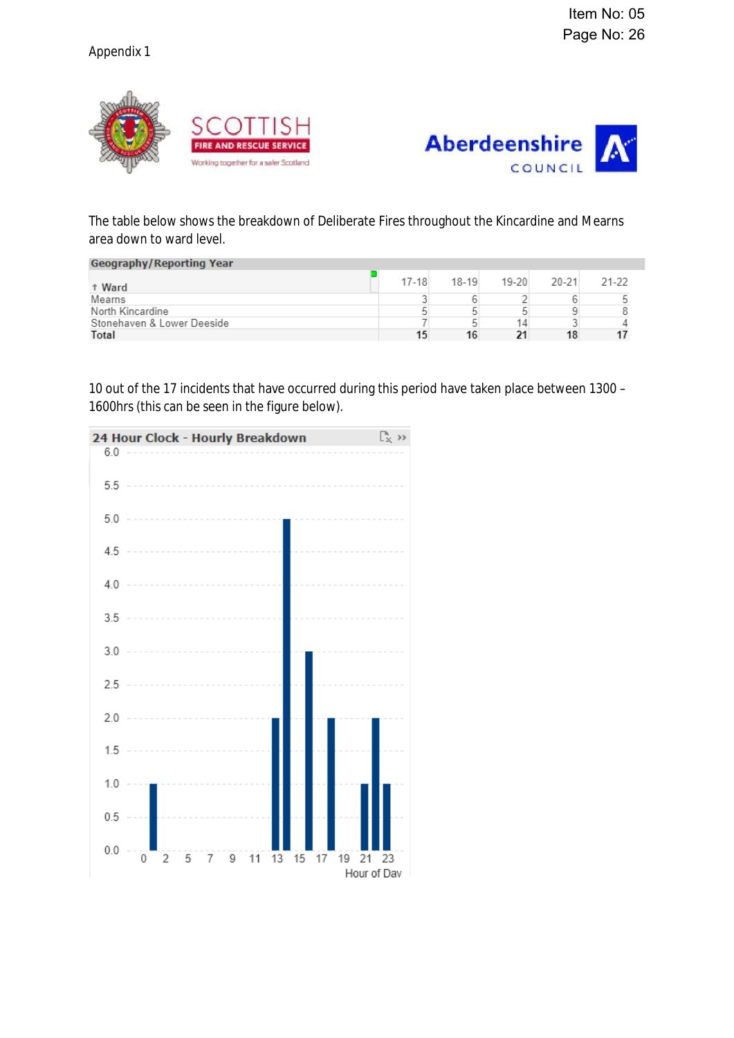Appendix 1

The table below shows the breakdown of Deliberate Fires throughout the Kincardine and Mearns area down to ward level.

| Geography/Reporting Year | | | | | |
|---|---|---|---|---|---|
| Ward | 17-18 | 18-19 | 19-20 | 20-21 | 21-22 |
| Mearns | 3 | 6 | 2 | 6 | 5 |
| North Kincardine | 5 | 5 | 5 | 9 | 8 |
| Stonehaven & Lower Deeside | 7 | 5 | 14 | 3 | 4 |
| **Total** | **15** | **16** | **21** | **18** | **17** |

10 out of the 17 incidents that have occurred during this period have taken place between 1300 – 1600hrs (this can be seen in the figure below).

**24 Hour Clock - Hourly Breakdown**

| Hour of Day | Incidents |
|---|---|
| 1 | 1 |
| 13 | 2 |
| 14 | 5 |
| 15 | 3 |
| 17 | 2 |
| 21 | 1 |
| 22 | 2 |
| 23 | 1 |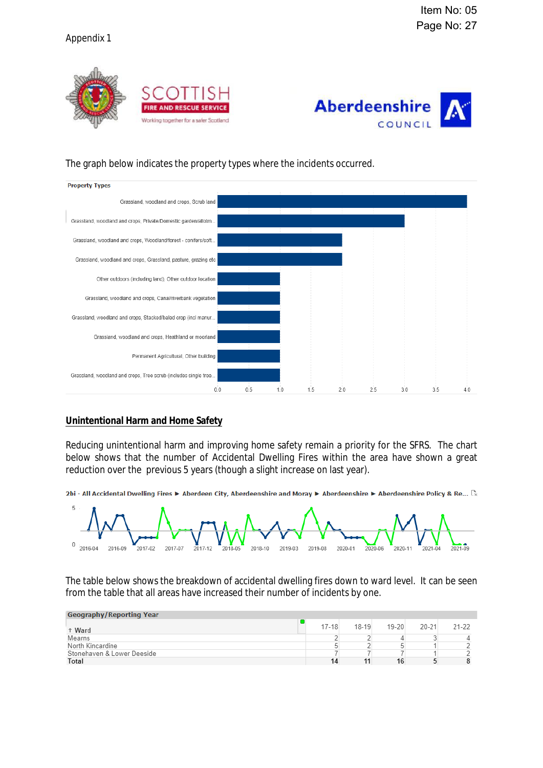Appendix 1

The graph below indicates the property types where the incidents occurred.

**Property Types**

| Property Type | Count |
|---|---|
| Grassland, woodland and crops, Scrub land | 4.0 |
| Grassland, woodland and crops, Private/Domestic garden/allotm... | 3.0 |
| Grassland, woodland and crops, Woodland/forest - conifers/soft... | 2.0 |
| Grassland, woodland and crops, Grassland, pasture, grazing etc | 2.0 |
| Other outdoors (including land), Other outdoor location | 1.0 |
| Grassland, woodland and crops, Canal/riverbank vegetation | 1.0 |
| Grassland, woodland and crops, Stacked/baled crop (incl manur... | 1.0 |
| Grassland, woodland and crops, Heathland or moorland | 1.0 |
| Permanent Agricultural, Other building | 1.0 |
| Grassland, woodland and crops, Tree scrub (includes single tree... | 1.0 |

## Unintentional Harm and Home Safety

Reducing unintentional harm and improving home safety remain a priority for the SFRS. The chart below shows that the number of Accidental Dwelling Fires within the area have shown a great reduction over the previous 5 years (though a slight increase on last year).

2bi - All Accidental Dwelling Fires ► Aberdeen City, Aberdeenshire and Moray ► Aberdeenshire ► Aberdeenshire Policy & Re...

The table below shows the breakdown of accidental dwelling fires down to ward level. It can be seen from the table that all areas have increased their number of incidents by one.

| Geography/Reporting Year<br>Ward | 17-18 | 18-19 | 19-20 | 20-21 | 21-22 |
|---|---|---|---|---|---|
| Mearns | 2 | 2 | 4 | 3 | 4 |
| North Kincardine | 5 | 2 | 5 | 1 | 2 |
| Stonehaven & Lower Deeside | 7 | 7 | 7 | 1 | 2 |
| **Total** | **14** | **11** | **16** | **5** | **8** |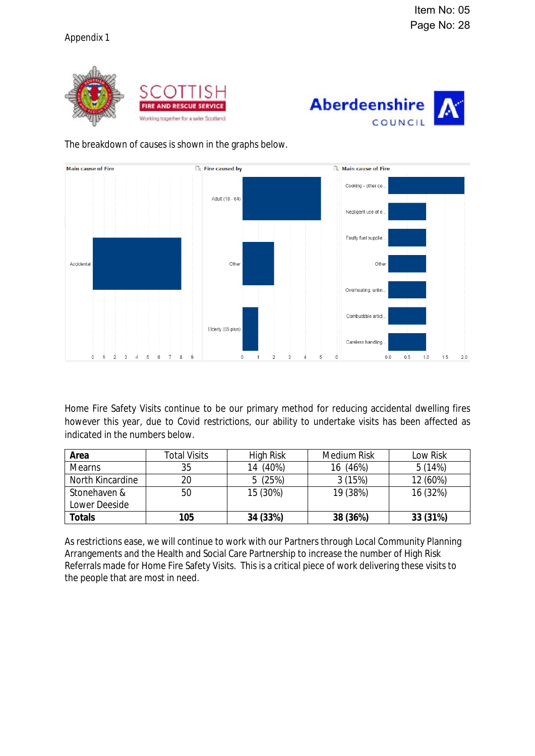Appendix 1

The breakdown of causes is shown in the graphs below.

Home Fire Safety Visits continue to be our primary method for reducing accidental dwelling fires however this year, due to Covid restrictions, our ability to undertake visits has been affected as indicated in the numbers below.

| Area | Total Visits | High Risk | Medium Risk | Low Risk |
|---|---|---|---|---|
| Mearns | 35 | 14 (40%) | 16 (46%) | 5 (14%) |
| North Kincardine | 20 | 5 (25%) | 3 (15%) | 12 (60%) |
| Stonehaven & Lower Deeside | 50 | 15 (30%) | 19 (38%) | 16 (32%) |
| **Totals** | **105** | **34 (33%)** | **38 (36%)** | **33 (31%)** |

As restrictions ease, we will continue to work with our Partners through Local Community Planning Arrangements and the Health and Social Care Partnership to increase the number of High Risk Referrals made for Home Fire Safety Visits. This is a critical piece of work delivering these visits to the people that are most in need.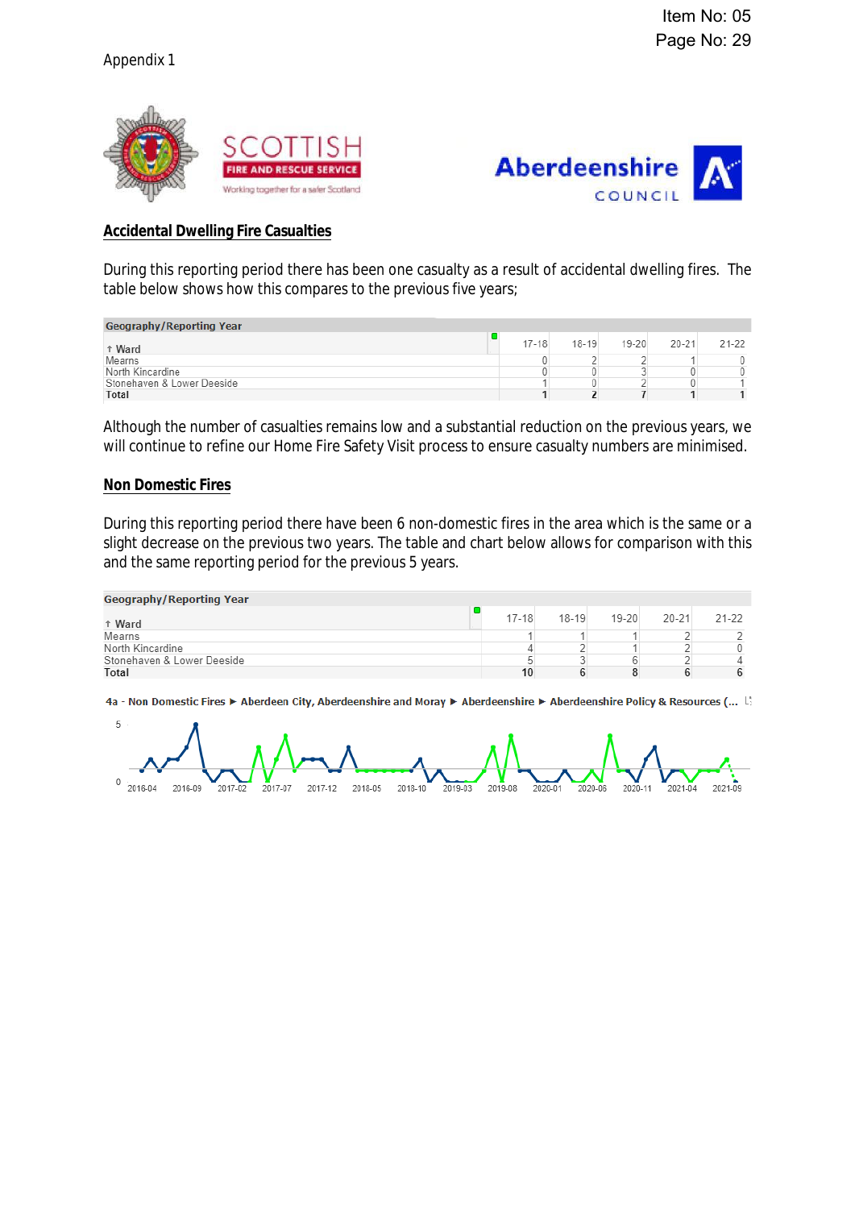Appendix 1

## Accidental Dwelling Fire Casualties

During this reporting period there has been one casualty as a result of accidental dwelling fires. The table below shows how this compares to the previous five years;

| Geography/Reporting Year<br>Ward | 17-18 | 18-19 | 19-20 | 20-21 | 21-22 |
|---|---|---|---|---|---|
| Mearns | 0 | 2 | 2 | 1 | 0 |
| North Kincardine | 0 | 0 | 3 | 0 | 0 |
| Stonehaven & Lower Deeside | 1 | 0 | 2 | 0 | 1 |
| Total | 1 | 2 | 7 | 1 | 1 |

Although the number of casualties remains low and a substantial reduction on the previous years, we will continue to refine our Home Fire Safety Visit process to ensure casualty numbers are minimised.

## Non Domestic Fires

During this reporting period there have been 6 non-domestic fires in the area which is the same or a slight decrease on the previous two years. The table and chart below allows for comparison with this and the same reporting period for the previous 5 years.

| Geography/Reporting Year<br>Ward | 17-18 | 18-19 | 19-20 | 20-21 | 21-22 |
|---|---|---|---|---|---|
| Mearns | 1 | 1 | 1 | 2 | 2 |
| North Kincardine | 4 | 2 | 1 | 2 | 0 |
| Stonehaven & Lower Deeside | 5 | 3 | 6 | 2 | 4 |
| Total | 10 | 6 | 8 | 6 | 6 |

4a - Non Domestic Fires ► Aberdeen City, Aberdeenshire and Moray ► Aberdeenshire ► Aberdeenshire Policy & Resources (...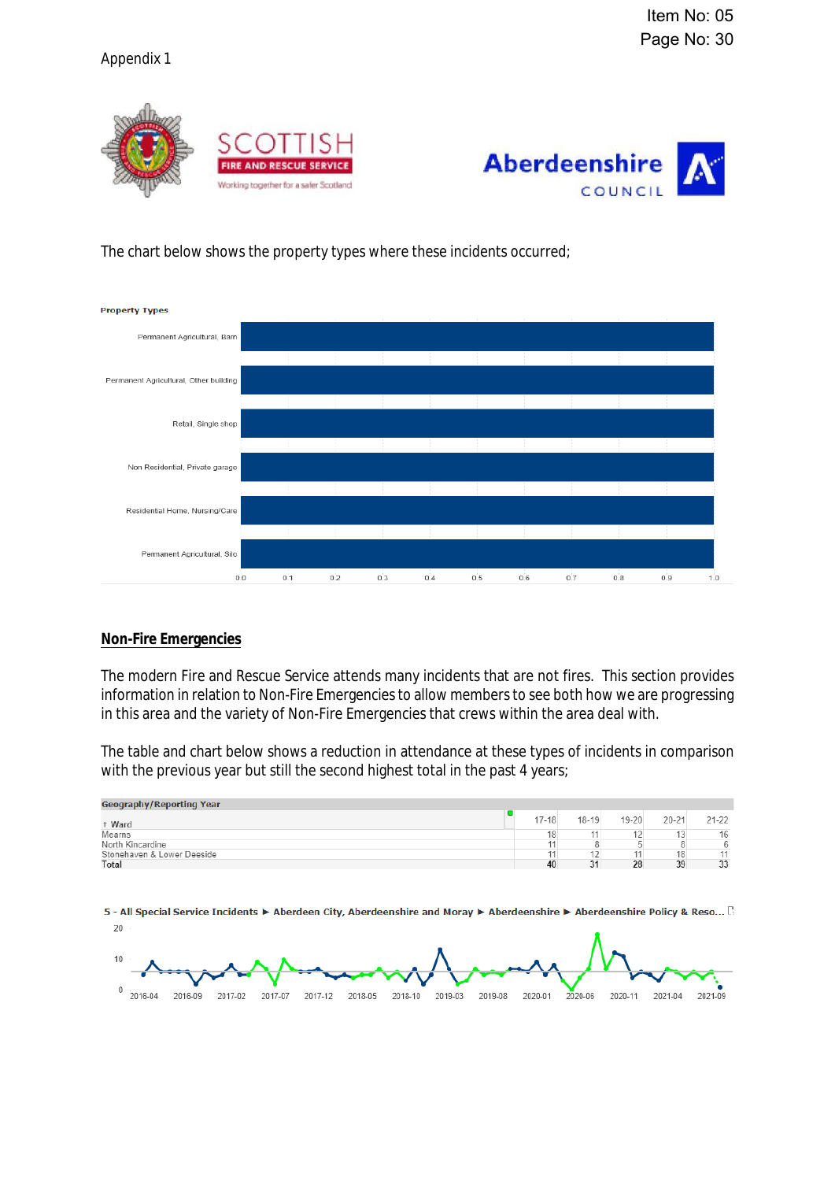Appendix 1

The chart below shows the property types where these incidents occurred;

**Property Types**

| Property Type | Count |
|---|---|
| Permanent Agricultural, Barn | 1.0 |
| Permanent Agricultural, Other building | 1.0 |
| Retail, Single shop | 1.0 |
| Non Residential, Private garage | 1.0 |
| Residential Home, Nursing/Care | 1.0 |
| Permanent Agricultural, Silo | 1.0 |

## Non-Fire Emergencies

The modern Fire and Rescue Service attends many incidents that are not fires. This section provides information in relation to Non-Fire Emergencies to allow members to see both how we are progressing in this area and the variety of Non-Fire Emergencies that crews within the area deal with.

The table and chart below shows a reduction in attendance at these types of incidents in comparison with the previous year but still the second highest total in the past 4 years;

**Geography/Reporting Year**

| Ward | 17-18 | 18-19 | 19-20 | 20-21 | 21-22 |
|---|---|---|---|---|---|
| Mearns | 18 | 11 | 12 | 13 | 16 |
| North Kincardine | 11 | 8 | 5 | 8 | 6 |
| Stonehaven & Lower Deeside | 11 | 12 | 11 | 18 | 11 |
| Total | 40 | 31 | 28 | 39 | 33 |

5 - All Special Service Incidents ► Aberdeen City, Aberdeenshire and Moray ► Aberdeenshire ► Aberdeenshire Policy & Reso...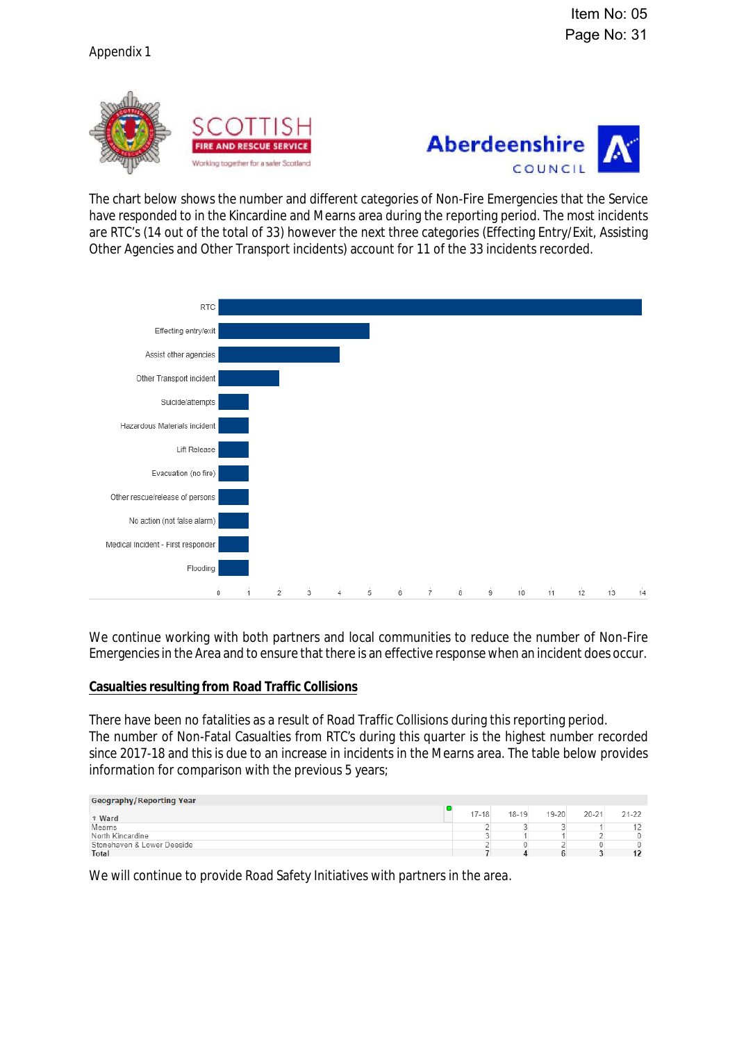Appendix 1

The chart below shows the number and different categories of Non-Fire Emergencies that the Service have responded to in the Kincardine and Mearns area during the reporting period. The most incidents are RTC's (14 out of the total of 33) however the next three categories (Effecting Entry/Exit, Assisting Other Agencies and Other Transport incidents) account for 11 of the 33 incidents recorded.

| Category | Count |
|---|---|
| RTC | 14 |
| Effecting entry/exit | 5 |
| Assist other agencies | 4 |
| Other Transport incident | 2 |
| Suicide/attempts | 1 |
| Hazardous Materials incident | 1 |
| Lift Release | 1 |
| Evacuation (no fire) | 1 |
| Other rescue/release of persons | 1 |
| No action (not false alarm) | 1 |
| Medical Incident - First responder | 1 |
| Flooding | 1 |

We continue working with both partners and local communities to reduce the number of Non-Fire Emergencies in the Area and to ensure that there is an effective response when an incident does occur.

## Casualties resulting from Road Traffic Collisions

There have been no fatalities as a result of Road Traffic Collisions during this reporting period. The number of Non-Fatal Casualties from RTC's during this quarter is the highest number recorded since 2017-18 and this is due to an increase in incidents in the Mearns area. The table below provides information for comparison with the previous 5 years;

| Geography/Reporting Year Ward | 17-18 | 18-19 | 19-20 | 20-21 | 21-22 |
|---|---|---|---|---|---|
| Mearns | 2 | 3 | 3 | 1 | 12 |
| North Kincardine | 3 | 1 | 1 | 2 | 0 |
| Stonehaven & Lower Deeside | 2 | 0 | 2 | 0 | 0 |
| **Total** | **7** | **4** | **6** | **3** | **12** |

We will continue to provide Road Safety Initiatives with partners in the area.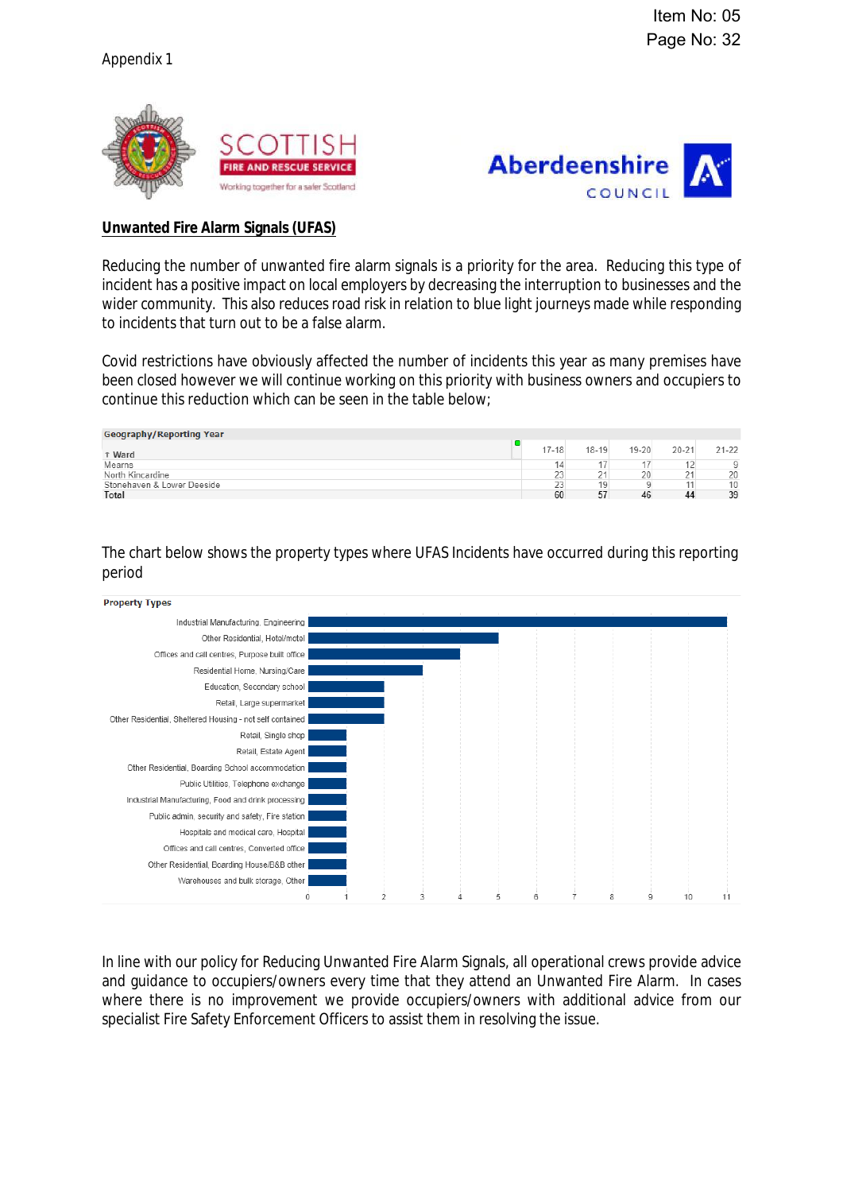Appendix 1

## Unwanted Fire Alarm Signals (UFAS)

Reducing the number of unwanted fire alarm signals is a priority for the area. Reducing this type of incident has a positive impact on local employers by decreasing the interruption to businesses and the wider community. This also reduces road risk in relation to blue light journeys made while responding to incidents that turn out to be a false alarm.

Covid restrictions have obviously affected the number of incidents this year as many premises have been closed however we will continue working on this priority with business owners and occupiers to continue this reduction which can be seen in the table below;

| Geography/Reporting Year Ward | 17-18 | 18-19 | 19-20 | 20-21 | 21-22 |
|---|---|---|---|---|---|
| Mearns | 14 | 17 | 17 | 12 | 9 |
| North Kincardine | 23 | 21 | 20 | 21 | 20 |
| Stonehaven & Lower Deeside | 23 | 19 | 9 | 11 | 10 |
| **Total** | 60 | 57 | 46 | 44 | 39 |

The chart below shows the property types where UFAS Incidents have occurred during this reporting period

| Property Types | Count |
|---|---|
| Industrial Manufacturing, Engineering | 11 |
| Other Residential, Hotel/motel | 5 |
| Offices and call centres, Purpose built office | 4 |
| Residential Home, Nursing/Care | 3 |
| Education, Secondary school | 2 |
| Retail, Large supermarket | 2 |
| Other Residential, Sheltered Housing - not self contained | 2 |
| Retail, Single shop | 1 |
| Retail, Estate Agent | 1 |
| Other Residential, Boarding School accommodation | 1 |
| Public Utilities, Telephone exchange | 1 |
| Industrial Manufacturing, Food and drink processing | 1 |
| Public admin, security and safety, Fire station | 1 |
| Hospitals and medical care, Hospital | 1 |
| Offices and call centres, Converted office | 1 |
| Other Residential, Boarding House/B&B other | 1 |
| Warehouses and bulk storage, Other | 1 |

In line with our policy for Reducing Unwanted Fire Alarm Signals, all operational crews provide advice and guidance to occupiers/owners every time that they attend an Unwanted Fire Alarm. In cases where there is no improvement we provide occupiers/owners with additional advice from our specialist Fire Safety Enforcement Officers to assist them in resolving the issue.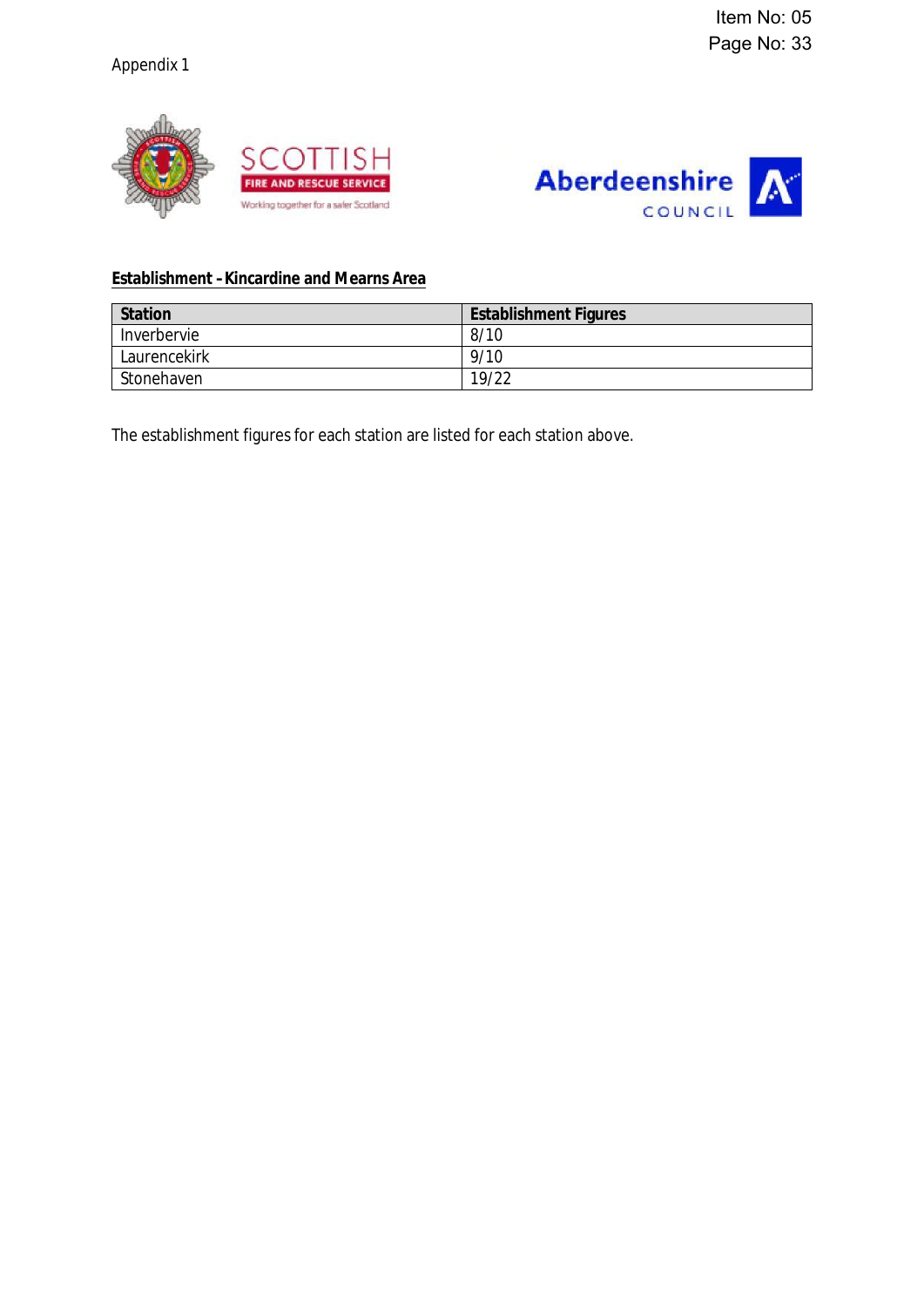Appendix 1

**Establishment - Kincardine and Mearns Area**

| Station | Establishment Figures |
| --- | --- |
| Inverbervie | 8/10 |
| Laurencekirk | 9/10 |
| Stonehaven | 19/22 |

The establishment figures for each station are listed for each station above.